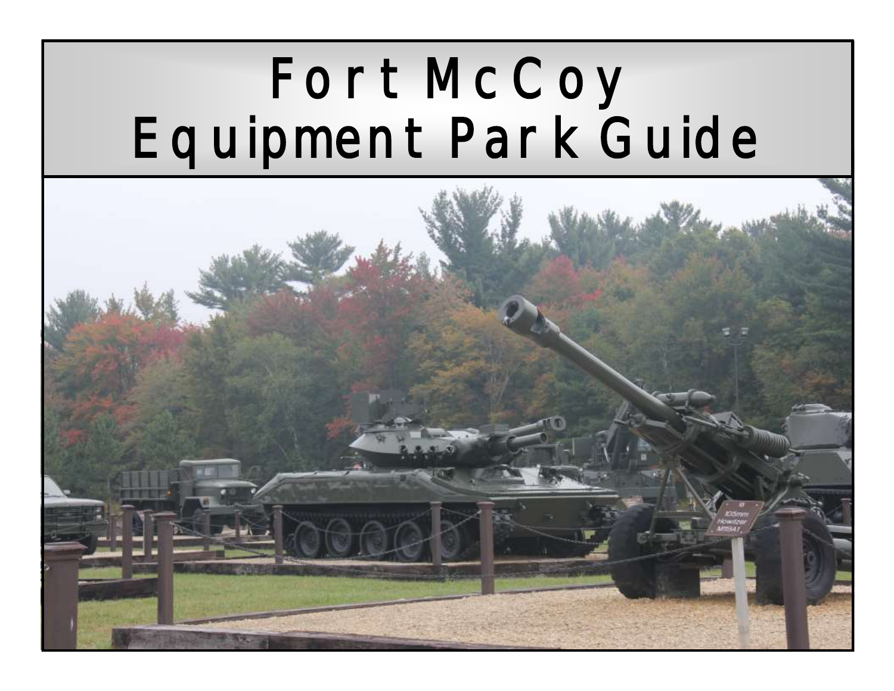# Fort McCoy Equipment Park Guide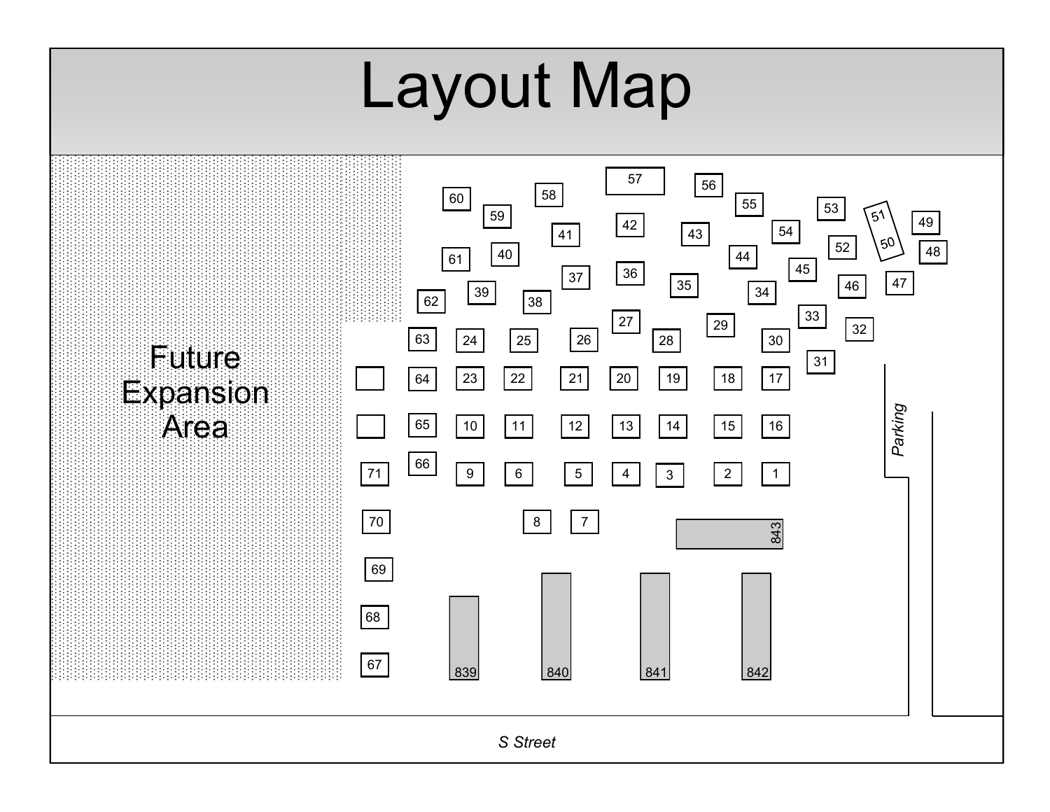# Layout Map

Future Expansion Area

60 59 58 57 56 55 53 51 50 49 48

61 40 41 42 43 44 54 52 45 46 47

62 39 38 37 36 35 34 33 32 31

63 24 25 26 27 28 29 30

64 23 22 21 20 19 18 17

65 10 11 12 13 14 15 16

71 66 9 6 5 4 3 2 1

70 8 7 843

69

68

67 839 840 841 842

*Parking*

*S Street*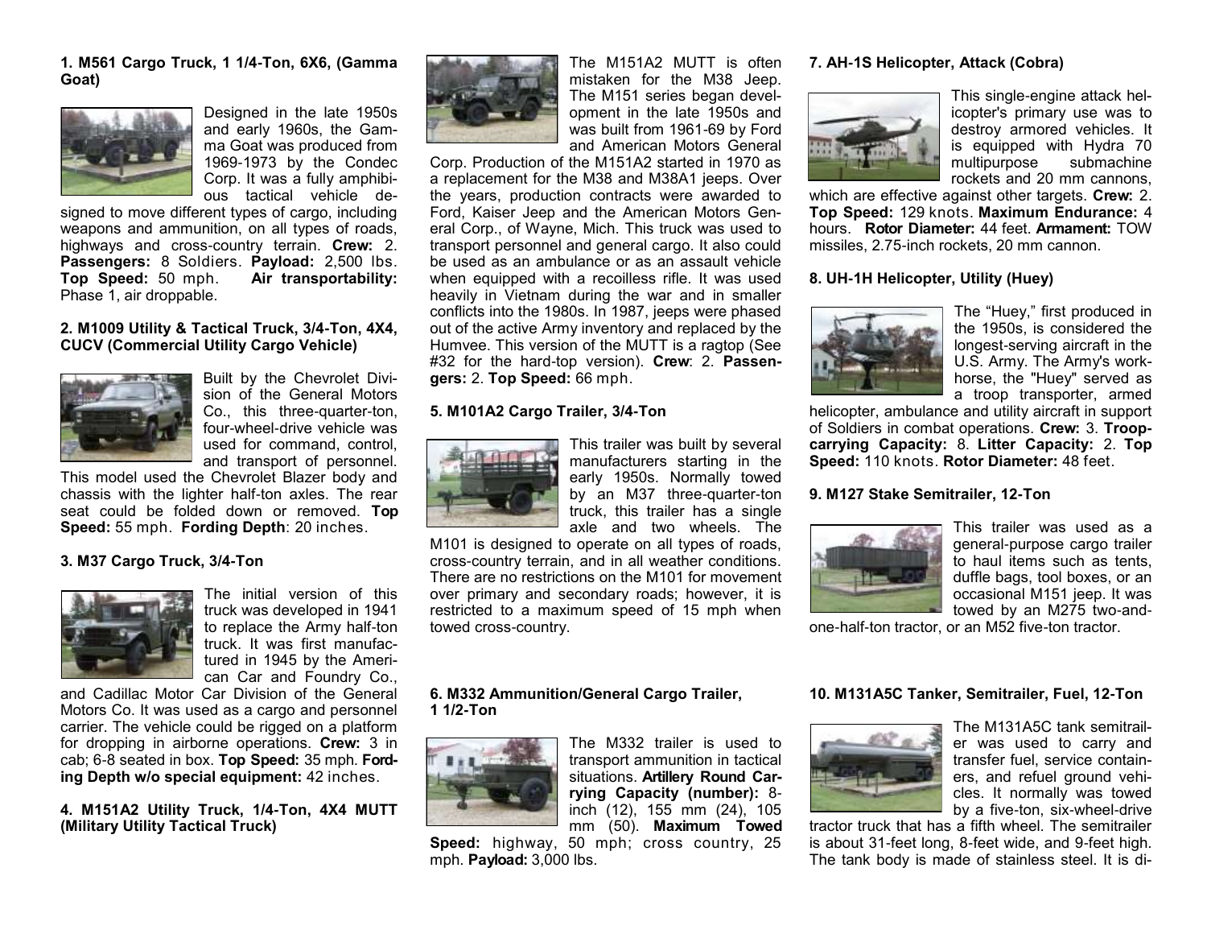### 1. M561 Cargo Truck, 1 1/4-Ton, 6X6, (Gamma Goat)

Designed in the late 1950s and early 1960s, the Gamma Goat was produced from 1969-1973 by the Condec Corp. It was a fully amphibious tactical vehicle designed to move different types of cargo, including weapons and ammunition, on all types of roads, highways and cross-country terrain. **Crew:** 2. **Passengers:** 8 Soldiers. **Payload:** 2,500 lbs. **Top Speed:** 50 mph. **Air transportability:** Phase 1, air droppable.

### 2. M1009 Utility & Tactical Truck, 3/4-Ton, 4X4, CUCV (Commercial Utility Cargo Vehicle)

Built by the Chevrolet Division of the General Motors Co., this three-quarter-ton, four-wheel-drive vehicle was used for command, control, and transport of personnel. This model used the Chevrolet Blazer body and chassis with the lighter half-ton axles. The rear seat could be folded down or removed. **Top Speed:** 55 mph. **Fording Depth**: 20 inches.

### 3. M37 Cargo Truck, 3/4-Ton

The initial version of this truck was developed in 1941 to replace the Army half-ton truck. It was first manufactured in 1945 by the American Car and Foundry Co., and Cadillac Motor Car Division of the General Motors Co. It was used as a cargo and personnel carrier. The vehicle could be rigged on a platform for dropping in airborne operations. **Crew:** 3 in cab; 6-8 seated in box. **Top Speed:** 35 mph. **Fording Depth w/o special equipment:** 42 inches.

### 4. M151A2 Utility Truck, 1/4-Ton, 4X4 MUTT (Military Utility Tactical Truck)

The M151A2 MUTT is often mistaken for the M38 Jeep. The M151 series began development in the late 1950s and was built from 1961-69 by Ford and American Motors General Corp. Production of the M151A2 started in 1970 as a replacement for the M38 and M38A1 jeeps. Over the years, production contracts were awarded to Ford, Kaiser Jeep and the American Motors General Corp., of Wayne, Mich. This truck was used to transport personnel and general cargo. It also could be used as an ambulance or as an assault vehicle when equipped with a recoilless rifle. It was used heavily in Vietnam during the war and in smaller conflicts into the 1980s. In 1987, jeeps were phased out of the active Army inventory and replaced by the Humvee. This version of the MUTT is a ragtop (See #32 for the hard-top version). **Crew**: 2. **Passengers:** 2. **Top Speed:** 66 mph.

### 5. M101A2 Cargo Trailer, 3/4-Ton

This trailer was built by several manufacturers starting in the early 1950s. Normally towed by an M37 three-quarter-ton truck, this trailer has a single axle and two wheels. The M101 is designed to operate on all types of roads, cross-country terrain, and in all weather conditions. There are no restrictions on the M101 for movement over primary and secondary roads; however, it is restricted to a maximum speed of 15 mph when towed cross-country.

### 6. M332 Ammunition/General Cargo Trailer, 1 1/2-Ton

The M332 trailer is used to transport ammunition in tactical situations. **Artillery Round Carrying Capacity (number):** 8-inch (12), 155 mm (24), 105 mm (50). **Maximum Towed Speed:** highway, 50 mph; cross country, 25 mph. **Payload:** 3,000 lbs.

### 7. AH-1S Helicopter, Attack (Cobra)

This single-engine attack helicopter's primary use was to destroy armored vehicles. It is equipped with Hydra 70 multipurpose submachine rockets and 20 mm cannons, which are effective against other targets. **Crew:** 2. **Top Speed:** 129 knots. **Maximum Endurance:** 4 hours. **Rotor Diameter:** 44 feet. **Armament:** TOW missiles, 2.75-inch rockets, 20 mm cannon.

### 8. UH-1H Helicopter, Utility (Huey)

The "Huey," first produced in the 1950s, is considered the longest-serving aircraft in the U.S. Army. The Army's workhorse, the "Huey" served as a troop transporter, armed helicopter, ambulance and utility aircraft in support of Soldiers in combat operations. **Crew:** 3. **Troop-carrying Capacity:** 8. **Litter Capacity:** 2. **Top Speed:** 110 knots. **Rotor Diameter:** 48 feet.

### 9. M127 Stake Semitrailer, 12-Ton

This trailer was used as a general-purpose cargo trailer to haul items such as tents, duffle bags, tool boxes, or an occasional M151 jeep. It was towed by an M275 two-and-one-half-ton tractor, or an M52 five-ton tractor.

### 10. M131A5C Tanker, Semitrailer, Fuel, 12-Ton

The M131A5C tank semitrailer was used to carry and transfer fuel, service containers, and refuel ground vehicles. It normally was towed by a five-ton, six-wheel-drive tractor truck that has a fifth wheel. The semitrailer is about 31-feet long, 8-feet wide, and 9-feet high. The tank body is made of stainless steel. It is di-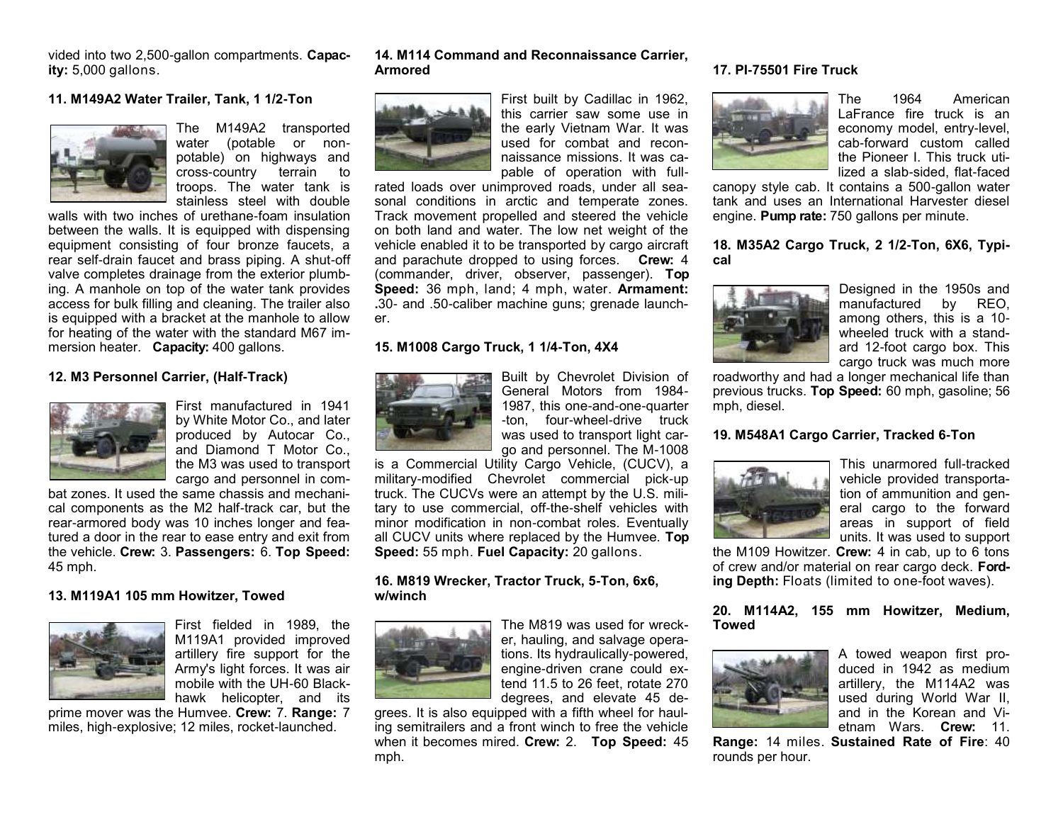vided into two 2,500-gallon compartments. **Capacity:** 5,000 gallons.

### 11. M149A2 Water Trailer, Tank, 1 1/2-Ton

The M149A2 transported water (potable or non-potable) on highways and cross-country terrain to troops. The water tank is stainless steel with double walls with two inches of urethane-foam insulation between the walls. It is equipped with dispensing equipment consisting of four bronze faucets, a rear self-drain faucet and brass piping. A shut-off valve completes drainage from the exterior plumbing. A manhole on top of the water tank provides access for bulk filling and cleaning. The trailer also is equipped with a bracket at the manhole to allow for heating of the water with the standard M67 immersion heater. **Capacity:** 400 gallons.

### 12. M3 Personnel Carrier, (Half-Track)

First manufactured in 1941 by White Motor Co., and later produced by Autocar Co., and Diamond T Motor Co., the M3 was used to transport cargo and personnel in combat zones. It used the same chassis and mechanical components as the M2 half-track car, but the rear-armored body was 10 inches longer and featured a door in the rear to ease entry and exit from the vehicle. **Crew:** 3. **Passengers:** 6. **Top Speed:** 45 mph.

### 13. M119A1 105 mm Howitzer, Towed

First fielded in 1989, the M119A1 provided improved artillery fire support for the Army's light forces. It was air mobile with the UH-60 Blackhawk helicopter, and its prime mover was the Humvee. **Crew:** 7. **Range:** 7 miles, high-explosive; 12 miles, rocket-launched.

### 14. M114 Command and Reconnaissance Carrier, Armored

First built by Cadillac in 1962, this carrier saw some use in the early Vietnam War. It was used for combat and reconnaissance missions. It was capable of operation with full-rated loads over unimproved roads, under all seasonal conditions in arctic and temperate zones. Track movement propelled and steered the vehicle on both land and water. The low net weight of the vehicle enabled it to be transported by cargo aircraft and parachute dropped to using forces. **Crew:** 4 (commander, driver, observer, passenger). **Top Speed:** 36 mph, land; 4 mph, water. **Armament:** .30- and .50-caliber machine guns; grenade launcher.

### 15. M1008 Cargo Truck, 1 1/4-Ton, 4X4

Built by Chevrolet Division of General Motors from 1984-1987, this one-and-one-quarter-ton, four-wheel-drive truck was used to transport light cargo and personnel. The M-1008 is a Commercial Utility Cargo Vehicle, (CUCV), a military-modified Chevrolet commercial pick-up truck. The CUCVs were an attempt by the U.S. military to use commercial, off-the-shelf vehicles with minor modification in non-combat roles. Eventually all CUCV units where replaced by the Humvee. **Top Speed:** 55 mph. **Fuel Capacity:** 20 gallons.

### 16. M819 Wrecker, Tractor Truck, 5-Ton, 6x6, w/winch

The M819 was used for wrecker, hauling, and salvage operations. Its hydraulically-powered, engine-driven crane could extend 11.5 to 26 feet, rotate 270 degrees, and elevate 45 degrees. It is also equipped with a fifth wheel for hauling semitrailers and a front winch to free the vehicle when it becomes mired. **Crew:** 2. **Top Speed:** 45 mph.

### 17. PI-75501 Fire Truck

The 1964 American LaFrance fire truck is an economy model, entry-level, cab-forward custom called the Pioneer I. This truck utilized a slab-sided, flat-faced canopy style cab. It contains a 500-gallon water tank and uses an International Harvester diesel engine. **Pump rate:** 750 gallons per minute.

### 18. M35A2 Cargo Truck, 2 1/2-Ton, 6X6, Typical

Designed in the 1950s and manufactured by REO, among others, this is a 10-wheeled truck with a standard 12-foot cargo box. This cargo truck was much more roadworthy and had a longer mechanical life than previous trucks. **Top Speed:** 60 mph, gasoline; 56 mph, diesel.

### 19. M548A1 Cargo Carrier, Tracked 6-Ton

This unarmored full-tracked vehicle provided transportation of ammunition and general cargo to the forward areas in support of field units. It was used to support the M109 Howitzer. **Crew:** 4 in cab, up to 6 tons of crew and/or material on rear cargo deck. **Fording Depth:** Floats (limited to one-foot waves).

### 20. M114A2, 155 mm Howitzer, Medium, Towed

A towed weapon first produced in 1942 as medium artillery, the M114A2 was used during World War II, and in the Korean and Vietnam Wars. **Crew:** 11. **Range:** 14 miles. **Sustained Rate of Fire**: 40 rounds per hour.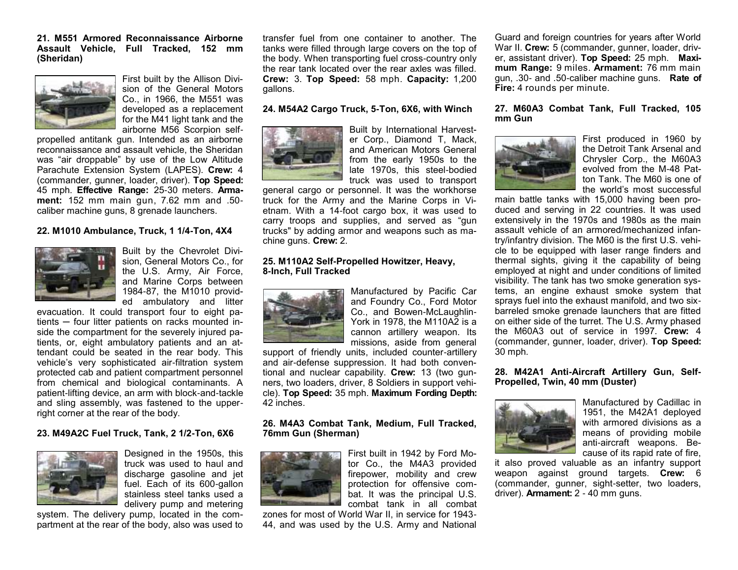### 21. M551 Armored Reconnaissance Airborne Assault Vehicle, Full Tracked, 152 mm (Sheridan)

First built by the Allison Division of the General Motors Co., in 1966, the M551 was developed as a replacement for the M41 light tank and the airborne M56 Scorpion self-propelled antitank gun. Intended as an airborne reconnaissance and assault vehicle, the Sheridan was "air droppable" by use of the Low Altitude Parachute Extension System (LAPES). **Crew:** 4 (commander, gunner, loader, driver). **Top Speed:** 45 mph. **Effective Range:** 25-30 meters. **Armament:** 152 mm main gun, 7.62 mm and .50-caliber machine guns, 8 grenade launchers.

### 22. M1010 Ambulance, Truck, 1 1/4-Ton, 4X4

Built by the Chevrolet Division, General Motors Co., for the U.S. Army, Air Force, and Marine Corps between 1984-87, the M1010 provided ambulatory and litter evacuation. It could transport four to eight patients ─ four litter patients on racks mounted inside the compartment for the severely injured patients, or, eight ambulatory patients and an attendant could be seated in the rear body. This vehicle's very sophisticated air-filtration system protected cab and patient compartment personnel from chemical and biological contaminants. A patient-lifting device, an arm with block-and-tackle and sling assembly, was fastened to the upper-right corner at the rear of the body.

### 23. M49A2C Fuel Truck, Tank, 2 1/2-Ton, 6X6

Designed in the 1950s, this truck was used to haul and discharge gasoline and jet fuel. Each of its 600-gallon stainless steel tanks used a delivery pump and metering system. The delivery pump, located in the compartment at the rear of the body, also was used to transfer fuel from one container to another. The tanks were filled through large covers on the top of the body. When transporting fuel cross-country only the rear tank located over the rear axles was filled. **Crew:** 3. **Top Speed:** 58 mph. **Capacity:** 1,200 gallons.

### 24. M54A2 Cargo Truck, 5-Ton, 6X6, with Winch

Built by International Harvester Corp., Diamond T, Mack, and American Motors General from the early 1950s to the late 1970s, this steel-bodied truck was used to transport general cargo or personnel. It was the workhorse truck for the Army and the Marine Corps in Vietnam. With a 14-foot cargo box, it was used to carry troops and supplies, and served as "gun trucks" by adding armor and weapons such as machine guns. **Crew:** 2.

### 25. M110A2 Self-Propelled Howitzer, Heavy, 8-Inch, Full Tracked

Manufactured by Pacific Car and Foundry Co., Ford Motor Co., and Bowen-McLaughlin-York in 1978, the M110A2 is a cannon artillery weapon. Its missions, aside from general support of friendly units, included counter-artillery and air-defense suppression. It had both conventional and nuclear capability. **Crew:** 13 (two gunners, two loaders, driver, 8 Soldiers in support vehicle). **Top Speed:** 35 mph. **Maximum Fording Depth:** 42 inches.

### 26. M4A3 Combat Tank, Medium, Full Tracked, 76mm Gun (Sherman)

First built in 1942 by Ford Motor Co., the M4A3 provided firepower, mobility and crew protection for offensive combat. It was the principal U.S. combat tank in all combat zones for most of World War II, in service for 1943-44, and was used by the U.S. Army and National Guard and foreign countries for years after World War II. **Crew:** 5 (commander, gunner, loader, driver, assistant driver). **Top Speed:** 25 mph. **Maximum Range:** 9 miles. **Armament:** 76 mm main gun, .30- and .50-caliber machine guns. **Rate of Fire:** 4 rounds per minute.

### 27. M60A3 Combat Tank, Full Tracked, 105 mm Gun

First produced in 1960 by the Detroit Tank Arsenal and Chrysler Corp., the M60A3 evolved from the M-48 Patton Tank. The M60 is one of the world's most successful main battle tanks with 15,000 having been produced and serving in 22 countries. It was used extensively in the 1970s and 1980s as the main assault vehicle of an armored/mechanized infantry/infantry division. The M60 is the first U.S. vehicle to be equipped with laser range finders and thermal sights, giving it the capability of being employed at night and under conditions of limited visibility. The tank has two smoke generation systems, an engine exhaust smoke system that sprays fuel into the exhaust manifold, and two six-barreled smoke grenade launchers that are fitted on either side of the turret. The U.S. Army phased the M60A3 out of service in 1997. **Crew:** 4 (commander, gunner, loader, driver). **Top Speed:** 30 mph.

### 28. M42A1 Anti-Aircraft Artillery Gun, Self-Propelled, Twin, 40 mm (Duster)

Manufactured by Cadillac in 1951, the M42A1 deployed with armored divisions as a means of providing mobile anti-aircraft weapons. Because of its rapid rate of fire, it also proved valuable as an infantry support weapon against ground targets. **Crew:** 6 (commander, gunner, sight-setter, two loaders, driver). **Armament:** 2 - 40 mm guns.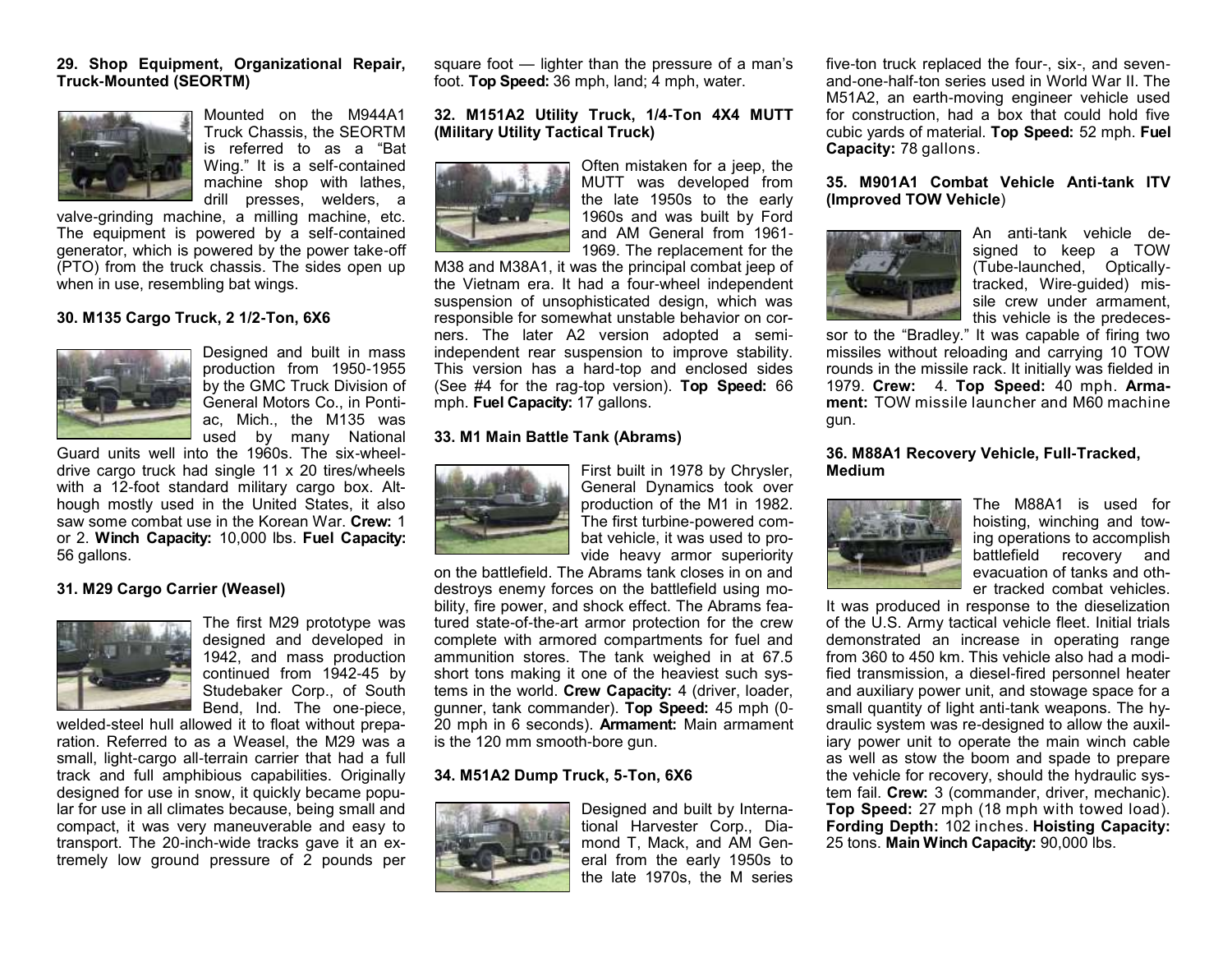**29. Shop Equipment, Organizational Repair, Truck-Mounted (SEORTM)**

Mounted on the M944A1 Truck Chassis, the SEORTM is referred to as a "Bat Wing." It is a self-contained machine shop with lathes, drill presses, welders, a valve-grinding machine, a milling machine, etc. The equipment is powered by a self-contained generator, which is powered by the power take-off (PTO) from the truck chassis. The sides open up when in use, resembling bat wings.

**30. M135 Cargo Truck, 2 1/2-Ton, 6X6**

Designed and built in mass production from 1950-1955 by the GMC Truck Division of General Motors Co., in Pontiac, Mich., the M135 was used by many National Guard units well into the 1960s. The six-wheel-drive cargo truck had single 11 x 20 tires/wheels with a 12-foot standard military cargo box. Although mostly used in the United States, it also saw some combat use in the Korean War. **Crew:** 1 or 2. **Winch Capacity:** 10,000 lbs. **Fuel Capacity:** 56 gallons.

**31. M29 Cargo Carrier (Weasel)**

The first M29 prototype was designed and developed in 1942, and mass production continued from 1942-45 by Studebaker Corp., of South Bend, Ind. The one-piece, welded-steel hull allowed it to float without preparation. Referred to as a Weasel, the M29 was a small, light-cargo all-terrain carrier that had a full track and full amphibious capabilities. Originally designed for use in snow, it quickly became popular for use in all climates because, being small and compact, it was very maneuverable and easy to transport. The 20-inch-wide tracks gave it an extremely low ground pressure of 2 pounds per square foot — lighter than the pressure of a man's foot. **Top Speed:** 36 mph, land; 4 mph, water.

**32. M151A2 Utility Truck, 1/4-Ton 4X4 MUTT (Military Utility Tactical Truck)**

Often mistaken for a jeep, the MUTT was developed from the late 1950s to the early 1960s and was built by Ford and AM General from 1961-1969. The replacement for the M38 and M38A1, it was the principal combat jeep of the Vietnam era. It had a four-wheel independent suspension of unsophisticated design, which was responsible for somewhat unstable behavior on corners. The later A2 version adopted a semi-independent rear suspension to improve stability. This version has a hard-top and enclosed sides (See #4 for the rag-top version). **Top Speed:** 66 mph. **Fuel Capacity:** 17 gallons.

**33. M1 Main Battle Tank (Abrams)**

First built in 1978 by Chrysler, General Dynamics took over production of the M1 in 1982. The first turbine-powered combat vehicle, it was used to provide heavy armor superiority on the battlefield. The Abrams tank closes in on and destroys enemy forces on the battlefield using mobility, fire power, and shock effect. The Abrams featured state-of-the-art armor protection for the crew complete with armored compartments for fuel and ammunition stores. The tank weighed in at 67.5 short tons making it one of the heaviest such systems in the world. **Crew Capacity:** 4 (driver, loader, gunner, tank commander). **Top Speed:** 45 mph (0-20 mph in 6 seconds). **Armament:** Main armament is the 120 mm smooth-bore gun.

**34. M51A2 Dump Truck, 5-Ton, 6X6**

Designed and built by International Harvester Corp., Diamond T, Mack, and AM General from the early 1950s to the late 1970s, the M series five-ton truck replaced the four-, six-, and seven-and-one-half-ton series used in World War II. The M51A2, an earth-moving engineer vehicle used for construction, had a box that could hold five cubic yards of material. **Top Speed:** 52 mph. **Fuel Capacity:** 78 gallons.

**35. M901A1 Combat Vehicle Anti-tank ITV (Improved TOW Vehicle)**

An anti-tank vehicle designed to keep a TOW (Tube-launched, Optically-tracked, Wire-guided) missile crew under armament, this vehicle is the predecessor to the "Bradley." It was capable of firing two missiles without reloading and carrying 10 TOW rounds in the missile rack. It initially was fielded in 1979. **Crew:** 4. **Top Speed:** 40 mph. **Armament:** TOW missile launcher and M60 machine gun.

**36. M88A1 Recovery Vehicle, Full-Tracked, Medium**

The M88A1 is used for hoisting, winching and towing operations to accomplish battlefield recovery and evacuation of tanks and other tracked combat vehicles. It was produced in response to the dieselization of the U.S. Army tactical vehicle fleet. Initial trials demonstrated an increase in operating range from 360 to 450 km. This vehicle also had a modified transmission, a diesel-fired personnel heater and auxiliary power unit, and stowage space for a small quantity of light anti-tank weapons. The hydraulic system was re-designed to allow the auxiliary power unit to operate the main winch cable as well as stow the boom and spade to prepare the vehicle for recovery, should the hydraulic system fail. **Crew:** 3 (commander, driver, mechanic). **Top Speed:** 27 mph (18 mph with towed load). **Fording Depth:** 102 inches. **Hoisting Capacity:** 25 tons. **Main Winch Capacity:** 90,000 lbs.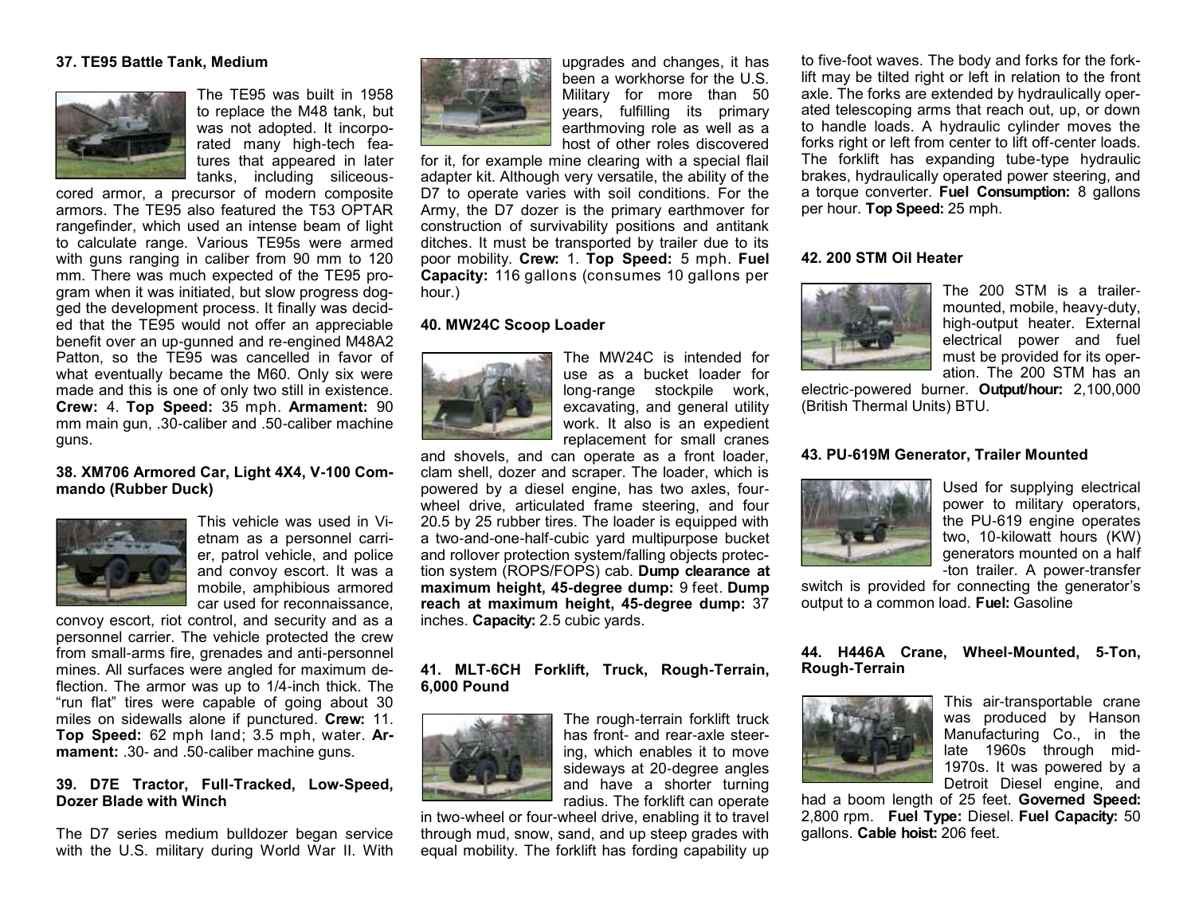### 37. TE95 Battle Tank, Medium

The TE95 was built in 1958 to replace the M48 tank, but was not adopted. It incorporated many high-tech features that appeared in later tanks, including siliceous-cored armor, a precursor of modern composite armors. The TE95 also featured the T53 OPTAR rangefinder, which used an intense beam of light to calculate range. Various TE95s were armed with guns ranging in caliber from 90 mm to 120 mm. There was much expected of the TE95 program when it was initiated, but slow progress dogged the development process. It finally was decided that the TE95 would not offer an appreciable benefit over an up-gunned and re-engined M48A2 Patton, so the TE95 was cancelled in favor of what eventually became the M60. Only six were made and this is one of only two still in existence. **Crew:** 4. **Top Speed:** 35 mph. **Armament:** 90 mm main gun, .30-caliber and .50-caliber machine guns.

### 38. XM706 Armored Car, Light 4X4, V-100 Commando (Rubber Duck)

This vehicle was used in Vietnam as a personnel carrier, patrol vehicle, and police and convoy escort. It was a mobile, amphibious armored car used for reconnaissance, convoy escort, riot control, and security and as a personnel carrier. The vehicle protected the crew from small-arms fire, grenades and anti-personnel mines. All surfaces were angled for maximum deflection. The armor was up to 1/4-inch thick. The "run flat" tires were capable of going about 30 miles on sidewalls alone if punctured. **Crew:** 11. **Top Speed:** 62 mph land; 3.5 mph, water. **Armament:** .30- and .50-caliber machine guns.

### 39. D7E Tractor, Full-Tracked, Low-Speed, Dozer Blade with Winch

The D7 series medium bulldozer began service with the U.S. military during World War II. With upgrades and changes, it has been a workhorse for the U.S. Military for more than 50 years, fulfilling its primary earthmoving role as well as a host of other roles discovered for it, for example mine clearing with a special flail adapter kit. Although very versatile, the ability of the D7 to operate varies with soil conditions. For the Army, the D7 dozer is the primary earthmover for construction of survivability positions and antitank ditches. It must be transported by trailer due to its poor mobility. **Crew:** 1. **Top Speed:** 5 mph. **Fuel Capacity:** 116 gallons (consumes 10 gallons per hour.)

### 40. MW24C Scoop Loader

The MW24C is intended for use as a bucket loader for long-range stockpile work, excavating, and general utility work. It also is an expedient replacement for small cranes and shovels, and can operate as a front loader, clam shell, dozer and scraper. The loader, which is powered by a diesel engine, has two axles, four-wheel drive, articulated frame steering, and four 20.5 by 25 rubber tires. The loader is equipped with a two-and-one-half-cubic yard multipurpose bucket and rollover protection system/falling objects protection system (ROPS/FOPS) cab. **Dump clearance at maximum height, 45-degree dump:** 9 feet. **Dump reach at maximum height, 45-degree dump:** 37 inches. **Capacity:** 2.5 cubic yards.

### 41. MLT-6CH Forklift, Truck, Rough-Terrain, 6,000 Pound

The rough-terrain forklift truck has front- and rear-axle steering, which enables it to move sideways at 20-degree angles and have a shorter turning radius. The forklift can operate in two-wheel or four-wheel drive, enabling it to travel through mud, snow, sand, and up steep grades with equal mobility. The forklift has fording capability up to five-foot waves. The body and forks for the forklift may be tilted right or left in relation to the front axle. The forks are extended by hydraulically operated telescoping arms that reach out, up, or down to handle loads. A hydraulic cylinder moves the forks right or left from center to lift off-center loads. The forklift has expanding tube-type hydraulic brakes, hydraulically operated power steering, and a torque converter. **Fuel Consumption:** 8 gallons per hour. **Top Speed:** 25 mph.

### 42. 200 STM Oil Heater

The 200 STM is a trailer-mounted, mobile, heavy-duty, high-output heater. External electrical power and fuel must be provided for its operation. The 200 STM has an electric-powered burner. **Output/hour:** 2,100,000 (British Thermal Units) BTU.

### 43. PU-619M Generator, Trailer Mounted

Used for supplying electrical power to military operators, the PU-619 engine operates two, 10-kilowatt hours (KW) generators mounted on a half-ton trailer. A power-transfer switch is provided for connecting the generator's output to a common load. **Fuel:** Gasoline

### 44. H446A Crane, Wheel-Mounted, 5-Ton, Rough-Terrain

This air-transportable crane was produced by Hanson Manufacturing Co., in the late 1960s through mid-1970s. It was powered by a Detroit Diesel engine, and had a boom length of 25 feet. **Governed Speed:** 2,800 rpm. **Fuel Type:** Diesel. **Fuel Capacity:** 50 gallons. **Cable hoist:** 206 feet.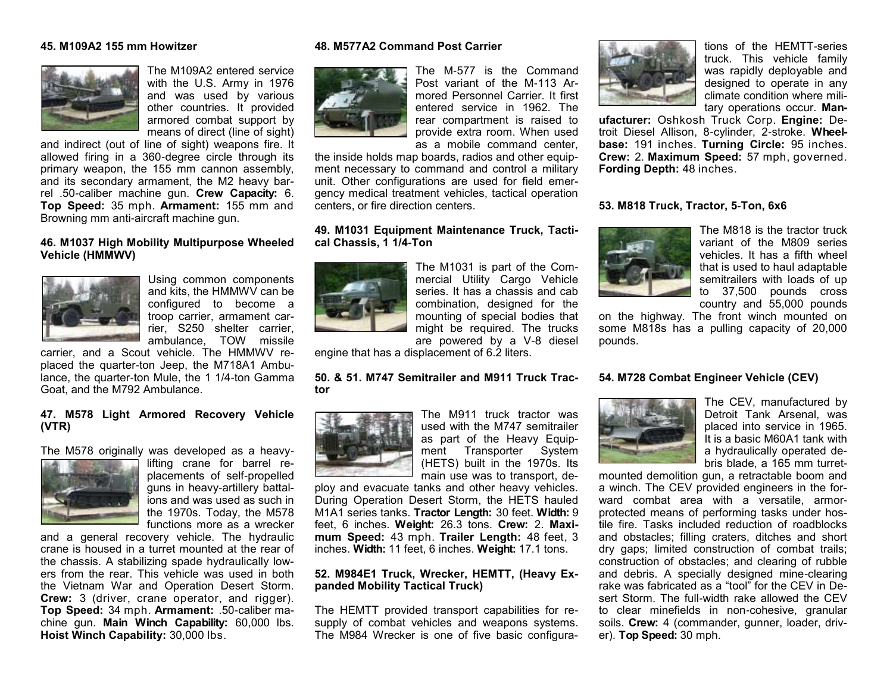### 45. M109A2 155 mm Howitzer

The M109A2 entered service with the U.S. Army in 1976 and was used by various other countries. It provided armored combat support by means of direct (line of sight) and indirect (out of line of sight) weapons fire. It allowed firing in a 360-degree circle through its primary weapon, the 155 mm cannon assembly, and its secondary armament, the M2 heavy barrel .50-caliber machine gun. **Crew Capacity:** 6. **Top Speed:** 35 mph. **Armament:** 155 mm and Browning mm anti-aircraft machine gun.

### 46. M1037 High Mobility Multipurpose Wheeled Vehicle (HMMWV)

Using common components and kits, the HMMWV can be configured to become a troop carrier, armament carrier, S250 shelter carrier, ambulance, TOW missile carrier, and a Scout vehicle. The HMMWV replaced the quarter-ton Jeep, the M718A1 Ambulance, the quarter-ton Mule, the 1 1/4-ton Gamma Goat, and the M792 Ambulance.

### 47. M578 Light Armored Recovery Vehicle (VTR)

The M578 originally was developed as a heavy-lifting crane for barrel replacements of self-propelled guns in heavy-artillery battalions and was used as such in the 1970s. Today, the M578 functions more as a wrecker and a general recovery vehicle. The hydraulic crane is housed in a turret mounted at the rear of the chassis. A stabilizing spade hydraulically lowers from the rear. This vehicle was used in both the Vietnam War and Operation Desert Storm. **Crew:** 3 (driver, crane operator, and rigger). **Top Speed:** 34 mph. **Armament:** .50-caliber machine gun. **Main Winch Capability:** 60,000 lbs. **Hoist Winch Capability:** 30,000 lbs.

### 48. M577A2 Command Post Carrier

The M-577 is the Command Post variant of the M-113 Armored Personnel Carrier. It first entered service in 1962. The rear compartment is raised to provide extra room. When used as a mobile command center, the inside holds map boards, radios and other equipment necessary to command and control a military unit. Other configurations are used for field emergency medical treatment vehicles, tactical operation centers, or fire direction centers.

### 49. M1031 Equipment Maintenance Truck, Tactical Chassis, 1 1/4-Ton

The M1031 is part of the Commercial Utility Cargo Vehicle series. It has a chassis and cab combination, designed for the mounting of special bodies that might be required. The trucks are powered by a V-8 diesel engine that has a displacement of 6.2 liters.

### 50. & 51. M747 Semitrailer and M911 Truck Tractor

The M911 truck tractor was used with the M747 semitrailer as part of the Heavy Equipment Transporter System (HETS) built in the 1970s. Its main use was to transport, deploy and evacuate tanks and other heavy vehicles. During Operation Desert Storm, the HETS hauled M1A1 series tanks. **Tractor Length:** 30 feet. **Width:** 9 feet, 6 inches. **Weight:** 26.3 tons. **Crew:** 2. **Maximum Speed:** 43 mph. **Trailer Length:** 48 feet, 3 inches. **Width:** 11 feet, 6 inches. **Weight:** 17.1 tons.

### 52. M984E1 Truck, Wrecker, HEMTT, (Heavy Expanded Mobility Tactical Truck)

The HEMTT provided transport capabilities for resupply of combat vehicles and weapons systems. The M984 Wrecker is one of five basic configurations of the HEMTT-series truck. This vehicle family was rapidly deployable and designed to operate in any climate condition where military operations occur. **Manufacturer:** Oshkosh Truck Corp. **Engine:** Detroit Diesel Allison, 8-cylinder, 2-stroke. **Wheelbase:** 191 inches. **Turning Circle:** 95 inches. **Crew:** 2. **Maximum Speed:** 57 mph, governed. **Fording Depth:** 48 inches.

### 53. M818 Truck, Tractor, 5-Ton, 6x6

The M818 is the tractor truck variant of the M809 series vehicles. It has a fifth wheel that is used to haul adaptable semitrailers with loads of up to 37,500 pounds cross country and 55,000 pounds on the highway. The front winch mounted on some M818s has a pulling capacity of 20,000 pounds.

### 54. M728 Combat Engineer Vehicle (CEV)

The CEV, manufactured by Detroit Tank Arsenal, was placed into service in 1965. It is a basic M60A1 tank with a hydraulically operated debris blade, a 165 mm turret-mounted demolition gun, a retractable boom and a winch. The CEV provided engineers in the forward combat area with a versatile, armor-protected means of performing tasks under hostile fire. Tasks included reduction of roadblocks and obstacles; filling craters, ditches and short dry gaps; limited construction of combat trails; construction of obstacles; and clearing of rubble and debris. A specially designed mine-clearing rake was fabricated as a "tool" for the CEV in Desert Storm. The full-width rake allowed the CEV to clear minefields in non-cohesive, granular soils. **Crew:** 4 (commander, gunner, loader, driver). **Top Speed:** 30 mph.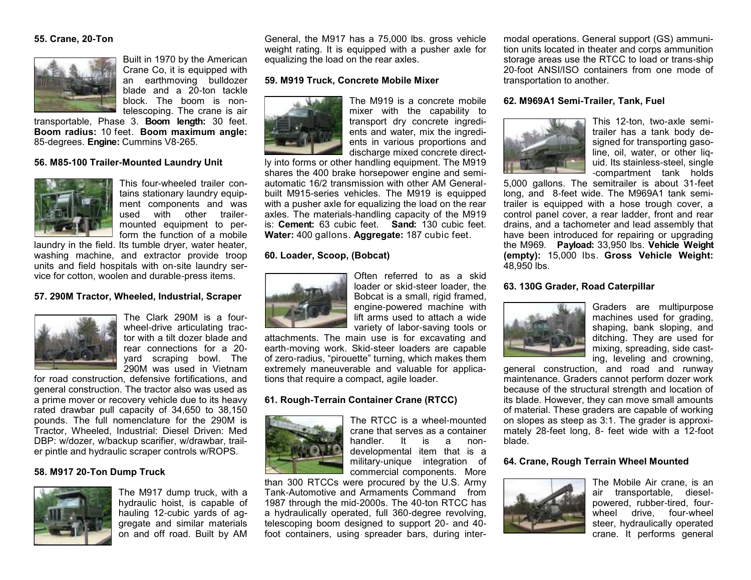#### 55. Crane, 20-Ton

Built in 1970 by the American Crane Co, it is equipped with an earthmoving bulldozer blade and a 20-ton tackle block. The boom is non-telescoping. The crane is air transportable, Phase 3. **Boom length:** 30 feet. **Boom radius:** 10 feet. **Boom maximum angle:** 85-degrees. **Engine:** Cummins V8-265.

#### 56. M85-100 Trailer-Mounted Laundry Unit

This four-wheeled trailer contains stationary laundry equipment components and was used with other trailer-mounted equipment to perform the function of a mobile laundry in the field. Its tumble dryer, water heater, washing machine, and extractor provide troop units and field hospitals with on-site laundry service for cotton, woolen and durable-press items.

#### 57. 290M Tractor, Wheeled, Industrial, Scraper

The Clark 290M is a four-wheel-drive articulating tractor with a tilt dozer blade and rear connections for a 20-yard scraping bowl. The 290M was used in Vietnam for road construction, defensive fortifications, and general construction. The tractor also was used as a prime mover or recovery vehicle due to its heavy rated drawbar pull capacity of 34,650 to 38,150 pounds. The full nomenclature for the 290M is Tractor, Wheeled, Industrial: Diesel Driven: Med DBP: w/dozer, w/backup scarifier, w/drawbar, trailer pintle and hydraulic scraper controls w/ROPS.

#### 58. M917 20-Ton Dump Truck

The M917 dump truck, with a hydraulic hoist, is capable of hauling 12-cubic yards of aggregate and similar materials on and off road. Built by AM General, the M917 has a 75,000 lbs. gross vehicle weight rating. It is equipped with a pusher axle for equalizing the load on the rear axles.

#### 59. M919 Truck, Concrete Mobile Mixer

The M919 is a concrete mobile mixer with the capability to transport dry concrete ingredients and water, mix the ingredients in various proportions and discharge mixed concrete directly into forms or other handling equipment. The M919 shares the 400 brake horsepower engine and semi-automatic 16/2 transmission with other AM General-built M915-series vehicles. The M919 is equipped with a pusher axle for equalizing the load on the rear axles. The materials-handling capacity of the M919 is: **Cement:** 63 cubic feet. **Sand:** 130 cubic feet. **Water:** 400 gallons. **Aggregate:** 187 cubic feet.

#### 60. Loader, Scoop, (Bobcat)

Often referred to as a skid loader or skid-steer loader, the Bobcat is a small, rigid framed, engine-powered machine with lift arms used to attach a wide variety of labor-saving tools or attachments. The main use is for excavating and earth-moving work. Skid-steer loaders are capable of zero-radius, "pirouette" turning, which makes them extremely maneuverable and valuable for applications that require a compact, agile loader.

#### 61. Rough-Terrain Container Crane (RTCC)

The RTCC is a wheel-mounted crane that serves as a container handler. It is a non-developmental item that is a military-unique integration of commercial components. More than 300 RTCCs were procured by the U.S. Army Tank-Automotive and Armaments Command from 1987 through the mid-2000s. The 40-ton RTCC has a hydraulically operated, full 360-degree revolving, telescoping boom designed to support 20- and 40-foot containers, using spreader bars, during inter-modal operations. General support (GS) ammunition units located in theater and corps ammunition storage areas use the RTCC to load or trans-ship 20-foot ANSI/ISO containers from one mode of transportation to another.

#### 62. M969A1 Semi-Trailer, Tank, Fuel

This 12-ton, two-axle semi-trailer has a tank body designed for transporting gasoline, oil, water, or other liquid. Its stainless-steel, single-compartment tank holds 5,000 gallons. The semitrailer is about 31-feet long, and 8-feet wide. The M969A1 tank semi-trailer is equipped with a hose trough cover, a control panel cover, a rear ladder, front and rear drains, and a tachometer and lead assembly that have been introduced for repairing or upgrading the M969. **Payload:** 33,950 lbs. **Vehicle Weight (empty):** 15,000 lbs. **Gross Vehicle Weight:** 48,950 lbs.

#### 63. 130G Grader, Road Caterpillar

Graders are multipurpose machines used for grading, shaping, bank sloping, and ditching. They are used for mixing, spreading, side casting, leveling and crowning, general construction, and road and runway maintenance. Graders cannot perform dozer work because of the structural strength and location of its blade. However, they can move small amounts of material. These graders are capable of working on slopes as steep as 3:1. The grader is approximately 28-feet long, 8- feet wide with a 12-foot blade.

#### 64. Crane, Rough Terrain Wheel Mounted

The Mobile Air crane, is an air transportable, diesel-powered, rubber-tired, four-wheel drive, four-wheel steer, hydraulically operated crane. It performs general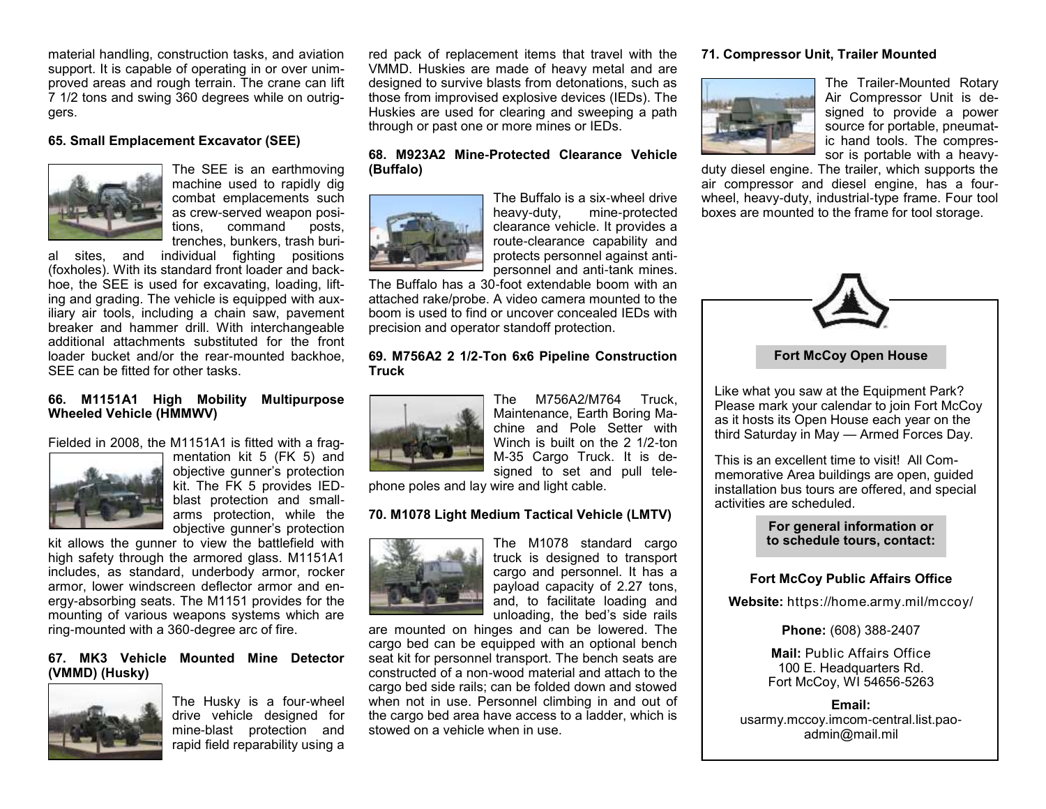material handling, construction tasks, and aviation support. It is capable of operating in or over unimproved areas and rough terrain. The crane can lift 7 1/2 tons and swing 360 degrees while on outriggers.

**65. Small Emplacement Excavator (SEE)**

The SEE is an earthmoving machine used to rapidly dig combat emplacements such as crew-served weapon positions, command posts, trenches, bunkers, trash burial sites, and individual fighting positions (foxholes). With its standard front loader and backhoe, the SEE is used for excavating, loading, lifting and grading. The vehicle is equipped with auxiliary air tools, including a chain saw, pavement breaker and hammer drill. With interchangeable additional attachments substituted for the front loader bucket and/or the rear-mounted backhoe, SEE can be fitted for other tasks.

**66. M1151A1 High Mobility Multipurpose Wheeled Vehicle (HMMWV)**

Fielded in 2008, the M1151A1 is fitted with a fragmentation kit 5 (FK 5) and objective gunner's protection kit. The FK 5 provides IED-blast protection and small-arms protection, while the objective gunner's protection kit allows the gunner to view the battlefield with high safety through the armored glass. M1151A1 includes, as standard, underbody armor, rocker armor, lower windscreen deflector armor and energy-absorbing seats. The M1151 provides for the mounting of various weapons systems which are ring-mounted with a 360-degree arc of fire.

**67. MK3 Vehicle Mounted Mine Detector (VMMD) (Husky)**

The Husky is a four-wheel drive vehicle designed for mine-blast protection and rapid field reparability using a red pack of replacement items that travel with the VMMD. Huskies are made of heavy metal and are designed to survive blasts from detonations, such as those from improvised explosive devices (IEDs). The Huskies are used for clearing and sweeping a path through or past one or more mines or IEDs.

**68. M923A2 Mine-Protected Clearance Vehicle (Buffalo)**

The Buffalo is a six-wheel drive heavy-duty, mine-protected clearance vehicle. It provides a route-clearance capability and protects personnel against anti-personnel and anti-tank mines. The Buffalo has a 30-foot extendable boom with an attached rake/probe. A video camera mounted to the boom is used to find or uncover concealed IEDs with precision and operator standoff protection.

**69. M756A2 2 1/2-Ton 6x6 Pipeline Construction Truck**

The M756A2/M764 Truck, Maintenance, Earth Boring Machine and Pole Setter with Winch is built on the 2 1/2-ton M-35 Cargo Truck. It is designed to set and pull telephone poles and lay wire and light cable.

**70. M1078 Light Medium Tactical Vehicle (LMTV)**

The M1078 standard cargo truck is designed to transport cargo and personnel. It has a payload capacity of 2.27 tons, and, to facilitate loading and unloading, the bed's side rails are mounted on hinges and can be lowered. The cargo bed can be equipped with an optional bench seat kit for personnel transport. The bench seats are constructed of a non-wood material and attach to the cargo bed side rails; can be folded down and stowed when not in use. Personnel climbing in and out of the cargo bed area have access to a ladder, which is stowed on a vehicle when in use.

**71. Compressor Unit, Trailer Mounted**

The Trailer-Mounted Rotary Air Compressor Unit is designed to provide a power source for portable, pneumatic hand tools. The compressor is portable with a heavy-duty diesel engine. The trailer, which supports the air compressor and diesel engine, has a four-wheel, heavy-duty, industrial-type frame. Four tool boxes are mounted to the frame for tool storage.

**Fort McCoy Open House**

Like what you saw at the Equipment Park? Please mark your calendar to join Fort McCoy as it hosts its Open House each year on the third Saturday in May — Armed Forces Day.

This is an excellent time to visit! All Commemorative Area buildings are open, guided installation bus tours are offered, and special activities are scheduled.

**For general information or to schedule tours, contact:**

**Fort McCoy Public Affairs Office**

**Website:** https://home.army.mil/mccoy/

**Phone:** (608) 388-2407

**Mail:** Public Affairs Office
100 E. Headquarters Rd.
Fort McCoy, WI 54656-5263

**Email:**
usarmy.mccoy.imcom-central.list.pao-admin@mail.mil